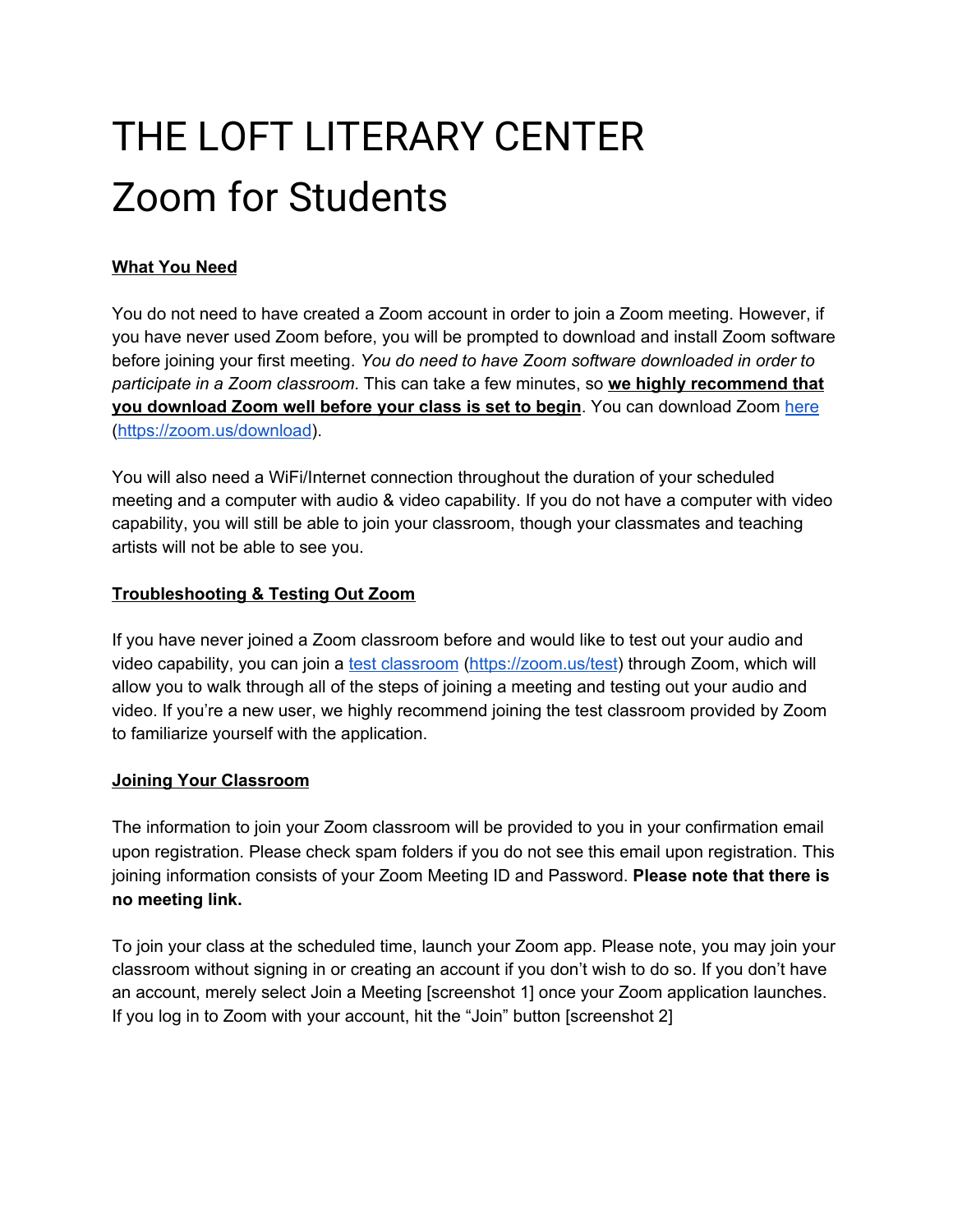# THE LOFT LITERARY CENTER
# Zoom for Students

**What You Need**

You do not need to have created a Zoom account in order to join a Zoom meeting. However, if you have never used Zoom before, you will be prompted to download and install Zoom software before joining your first meeting. *You do need to have Zoom software downloaded in order to participate in a Zoom classroom*. This can take a few minutes, so **we highly recommend that you download Zoom well before your class is set to begin**. You can download Zoom [here](https://zoom.us/download) (https://zoom.us/download).

You will also need a WiFi/Internet connection throughout the duration of your scheduled meeting and a computer with audio & video capability. If you do not have a computer with video capability, you will still be able to join your classroom, though your classmates and teaching artists will not be able to see you.

**Troubleshooting & Testing Out Zoom**

If you have never joined a Zoom classroom before and would like to test out your audio and video capability, you can join a [test classroom](https://zoom.us/test) (https://zoom.us/test) through Zoom, which will allow you to walk through all of the steps of joining a meeting and testing out your audio and video. If you're a new user, we highly recommend joining the test classroom provided by Zoom to familiarize yourself with the application.

**Joining Your Classroom**

The information to join your Zoom classroom will be provided to you in your confirmation email upon registration. Please check spam folders if you do not see this email upon registration. This joining information consists of your Zoom Meeting ID and Password. **Please note that there is no meeting link.**

To join your class at the scheduled time, launch your Zoom app. Please note, you may join your classroom without signing in or creating an account if you don't wish to do so. If you don't have an account, merely select Join a Meeting [screenshot 1] once your Zoom application launches. If you log in to Zoom with your account, hit the "Join" button [screenshot 2]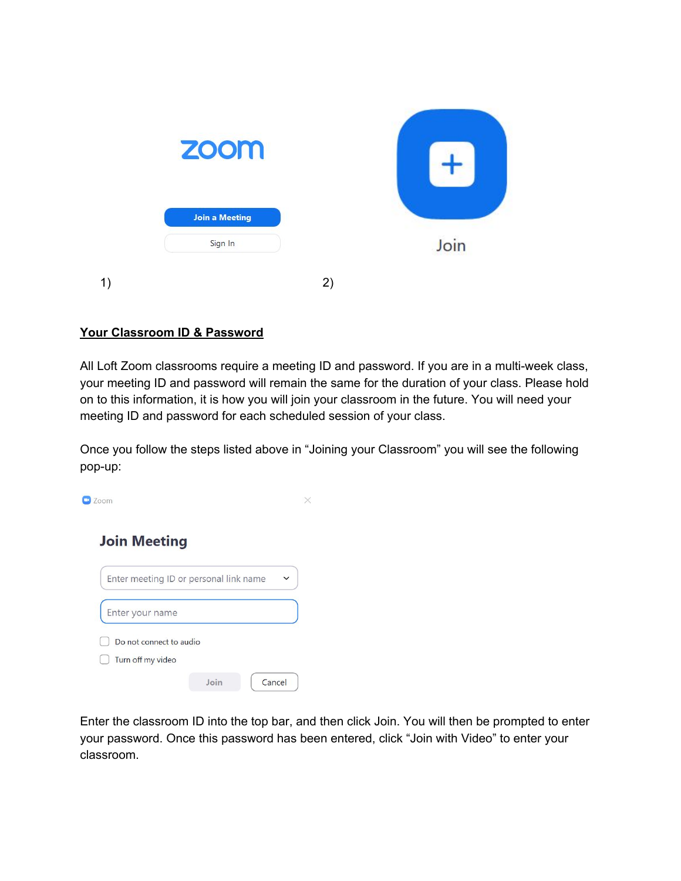1)

2)

## Your Classroom ID & Password

All Loft Zoom classrooms require a meeting ID and password. If you are in a multi-week class, your meeting ID and password will remain the same for the duration of your class. Please hold on to this information, it is how you will join your classroom in the future. You will need your meeting ID and password for each scheduled session of your class.

Once you follow the steps listed above in "Joining your Classroom" you will see the following pop-up:

Enter the classroom ID into the top bar, and then click Join. You will then be prompted to enter your password. Once this password has been entered, click "Join with Video" to enter your classroom.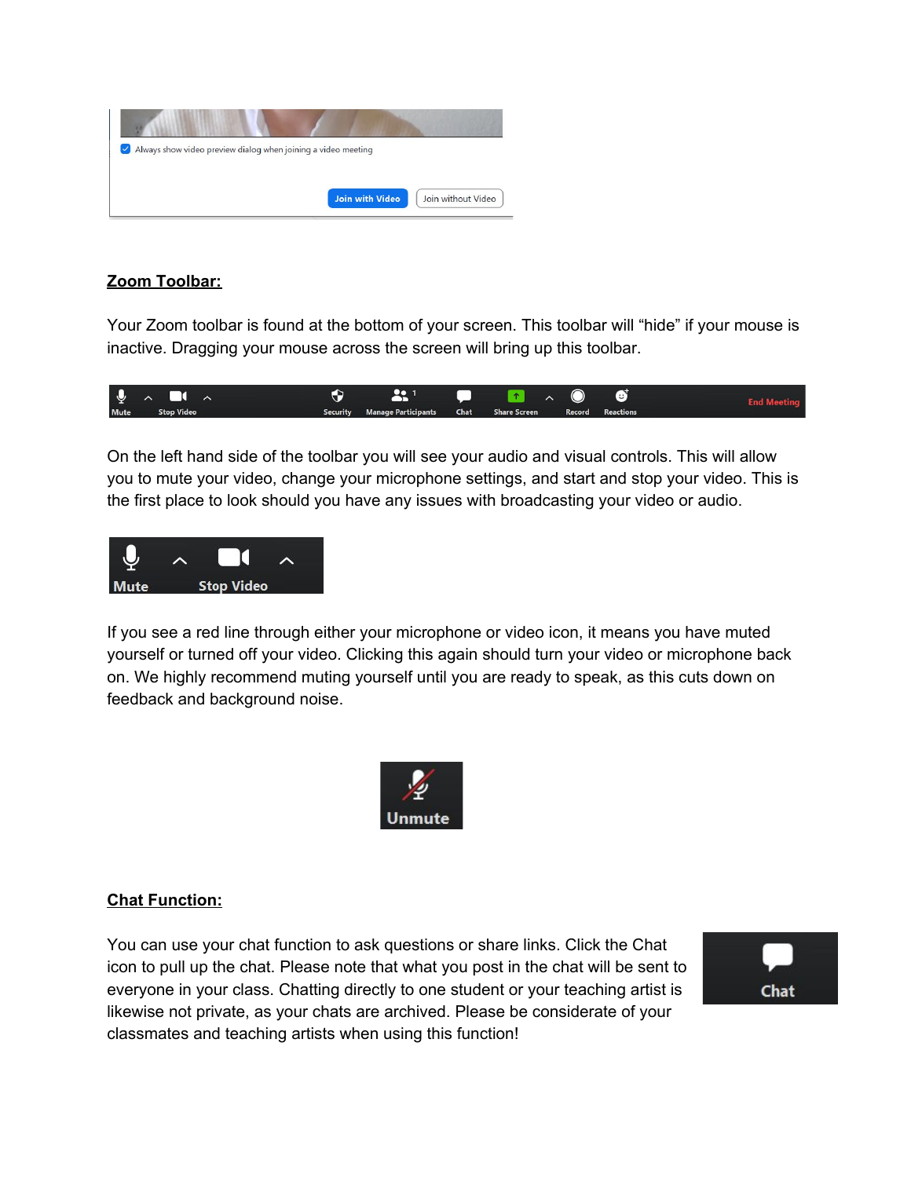## Zoom Toolbar:

Your Zoom toolbar is found at the bottom of your screen. This toolbar will “hide” if your mouse is inactive. Dragging your mouse across the screen will bring up this toolbar.

On the left hand side of the toolbar you will see your audio and visual controls. This will allow you to mute your video, change your microphone settings, and start and stop your video. This is the first place to look should you have any issues with broadcasting your video or audio.

If you see a red line through either your microphone or video icon, it means you have muted yourself or turned off your video. Clicking this again should turn your video or microphone back on. We highly recommend muting yourself until you are ready to speak, as this cuts down on feedback and background noise.

## Chat Function:

You can use your chat function to ask questions or share links. Click the Chat icon to pull up the chat. Please note that what you post in the chat will be sent to everyone in your class. Chatting directly to one student or your teaching artist is likewise not private, as your chats are archived. Please be considerate of your classmates and teaching artists when using this function!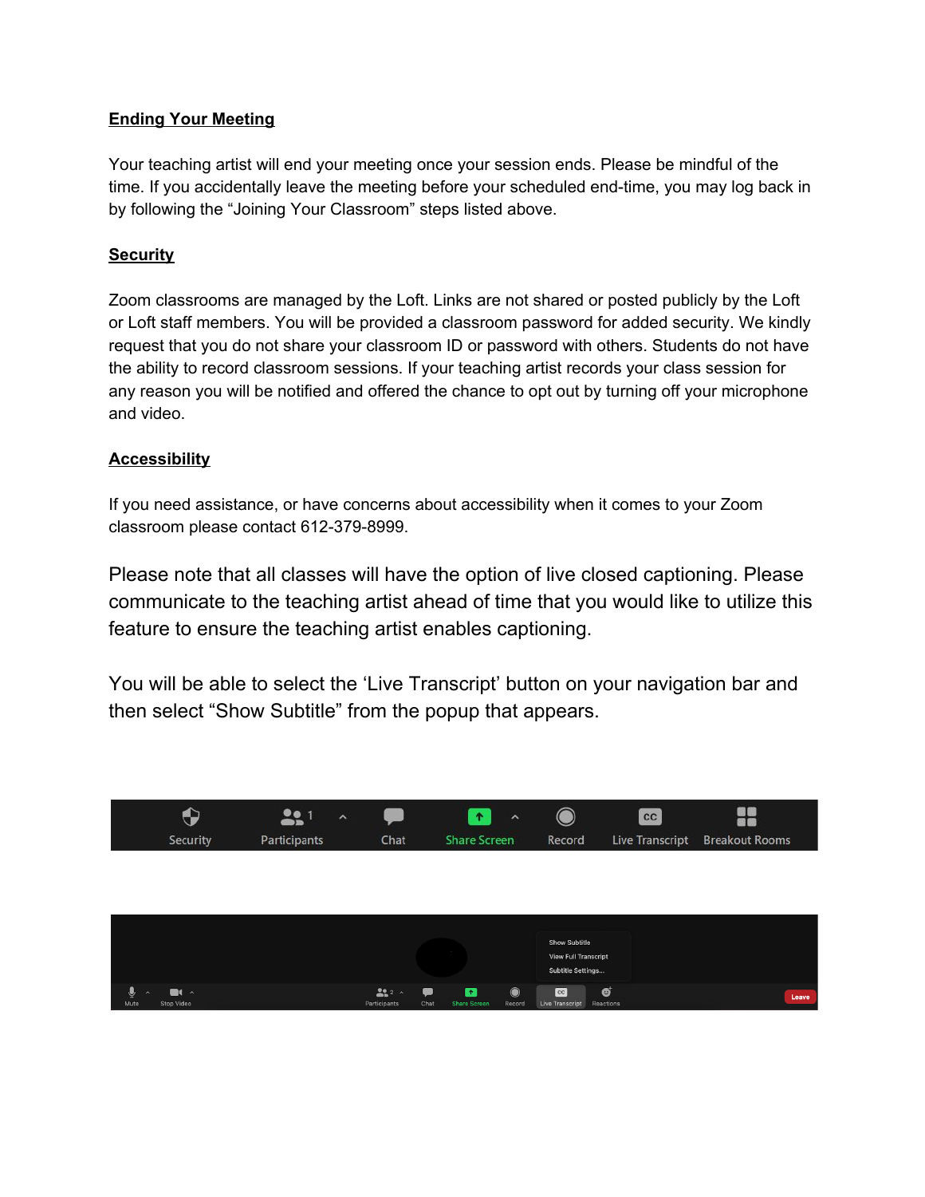## Ending Your Meeting

Your teaching artist will end your meeting once your session ends. Please be mindful of the time. If you accidentally leave the meeting before your scheduled end-time, you may log back in by following the "Joining Your Classroom" steps listed above.

## Security

Zoom classrooms are managed by the Loft. Links are not shared or posted publicly by the Loft or Loft staff members. You will be provided a classroom password for added security. We kindly request that you do not share your classroom ID or password with others. Students do not have the ability to record classroom sessions. If your teaching artist records your class session for any reason you will be notified and offered the chance to opt out by turning off your microphone and video.

## Accessibility

If you need assistance, or have concerns about accessibility when it comes to your Zoom classroom please contact 612-379-8999.

Please note that all classes will have the option of live closed captioning. Please communicate to the teaching artist ahead of time that you would like to utilize this feature to ensure the teaching artist enables captioning.

You will be able to select the 'Live Transcript' button on your navigation bar and then select "Show Subtitle" from the popup that appears.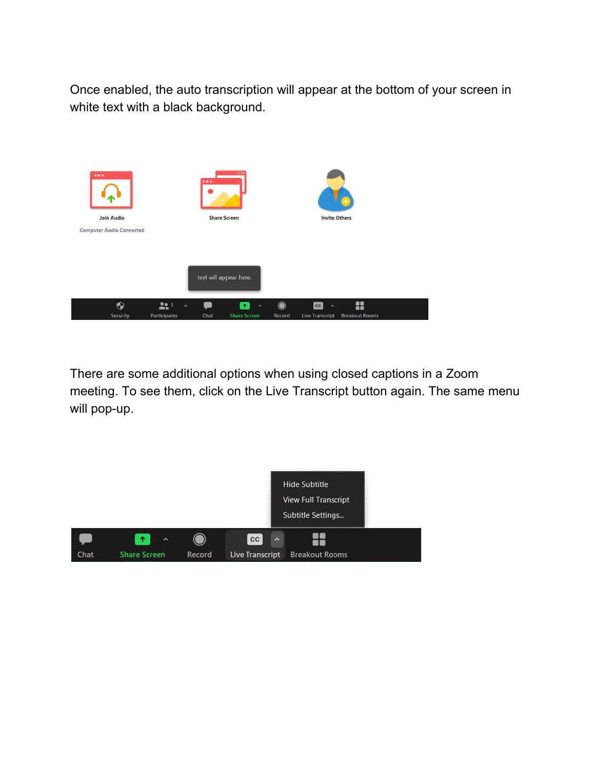Once enabled, the auto transcription will appear at the bottom of your screen in white text with a black background.

There are some additional options when using closed captions in a Zoom meeting. To see them, click on the Live Transcript button again. The same menu will pop-up.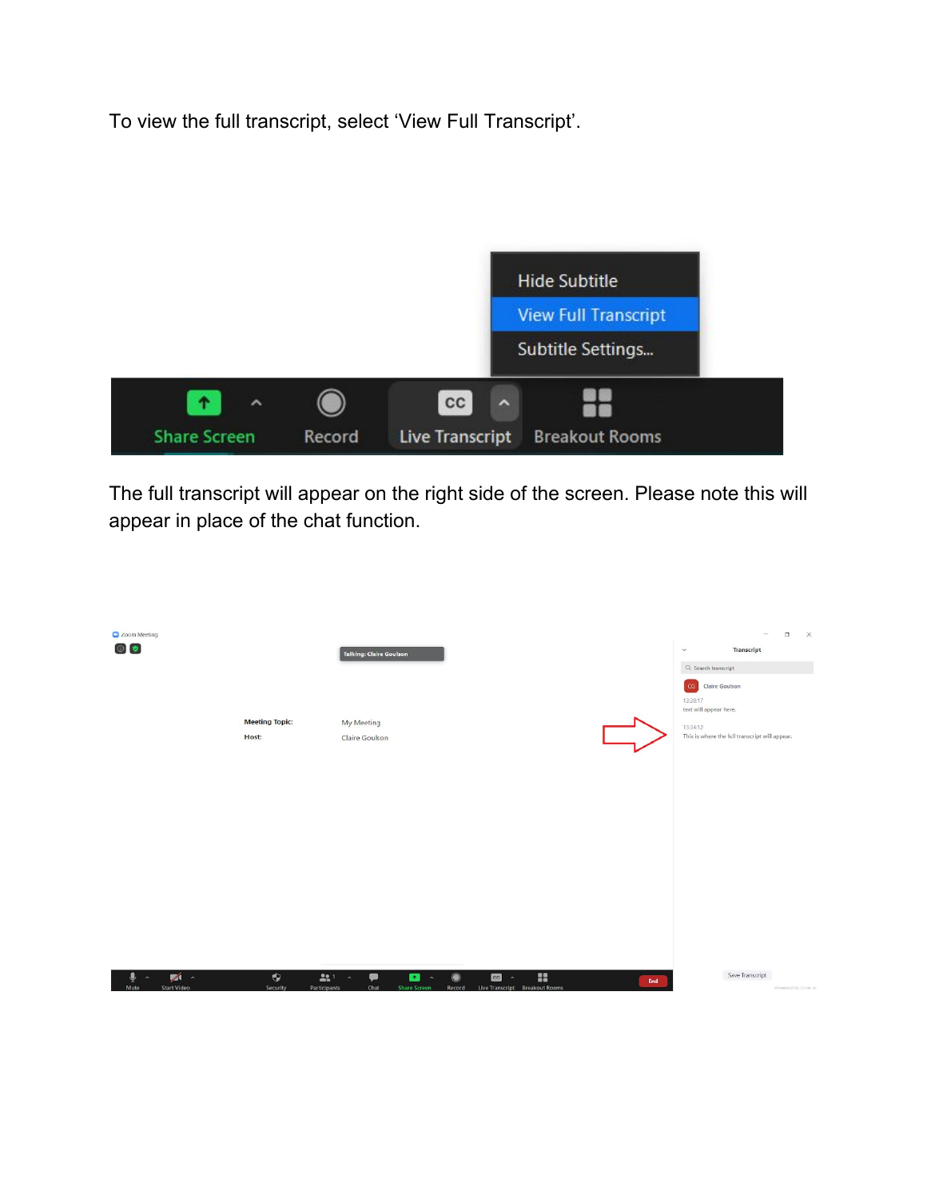To view the full transcript, select 'View Full Transcript'.

The full transcript will appear on the right side of the screen. Please note this will appear in place of the chat function.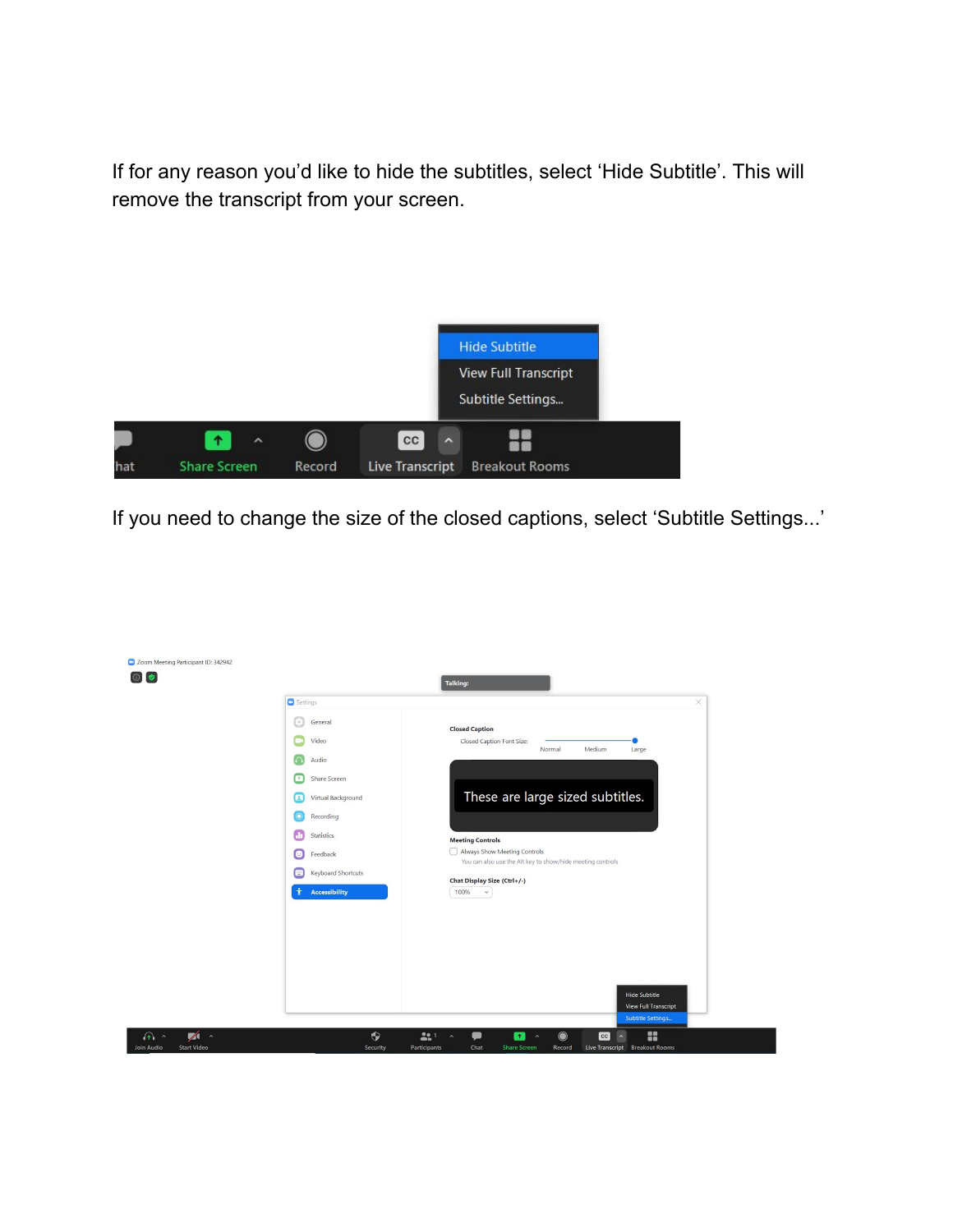If for any reason you'd like to hide the subtitles, select 'Hide Subtitle'. This will remove the transcript from your screen.

If you need to change the size of the closed captions, select 'Subtitle Settings...'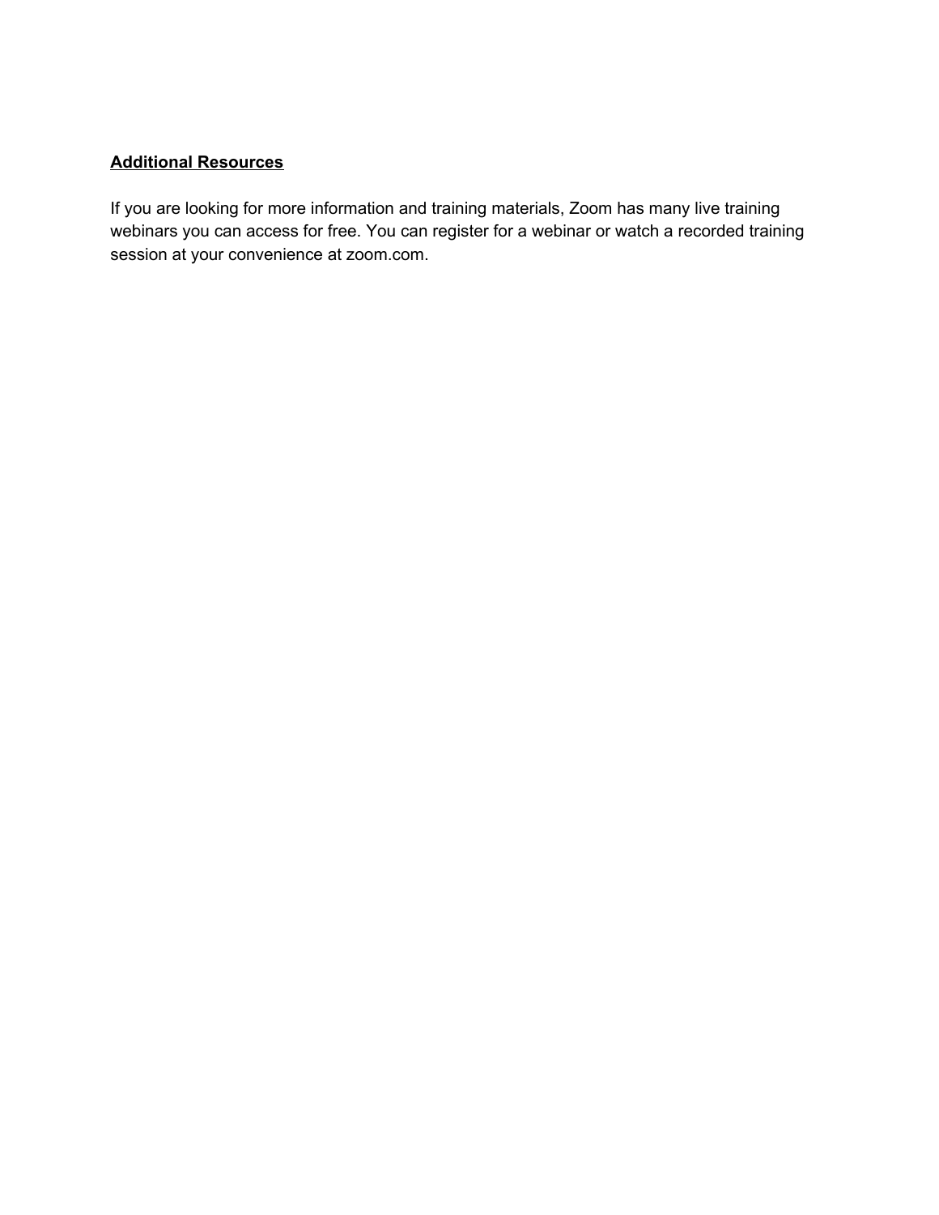**Additional Resources**

If you are looking for more information and training materials, Zoom has many live training webinars you can access for free. You can register for a webinar or watch a recorded training session at your convenience at zoom.com.